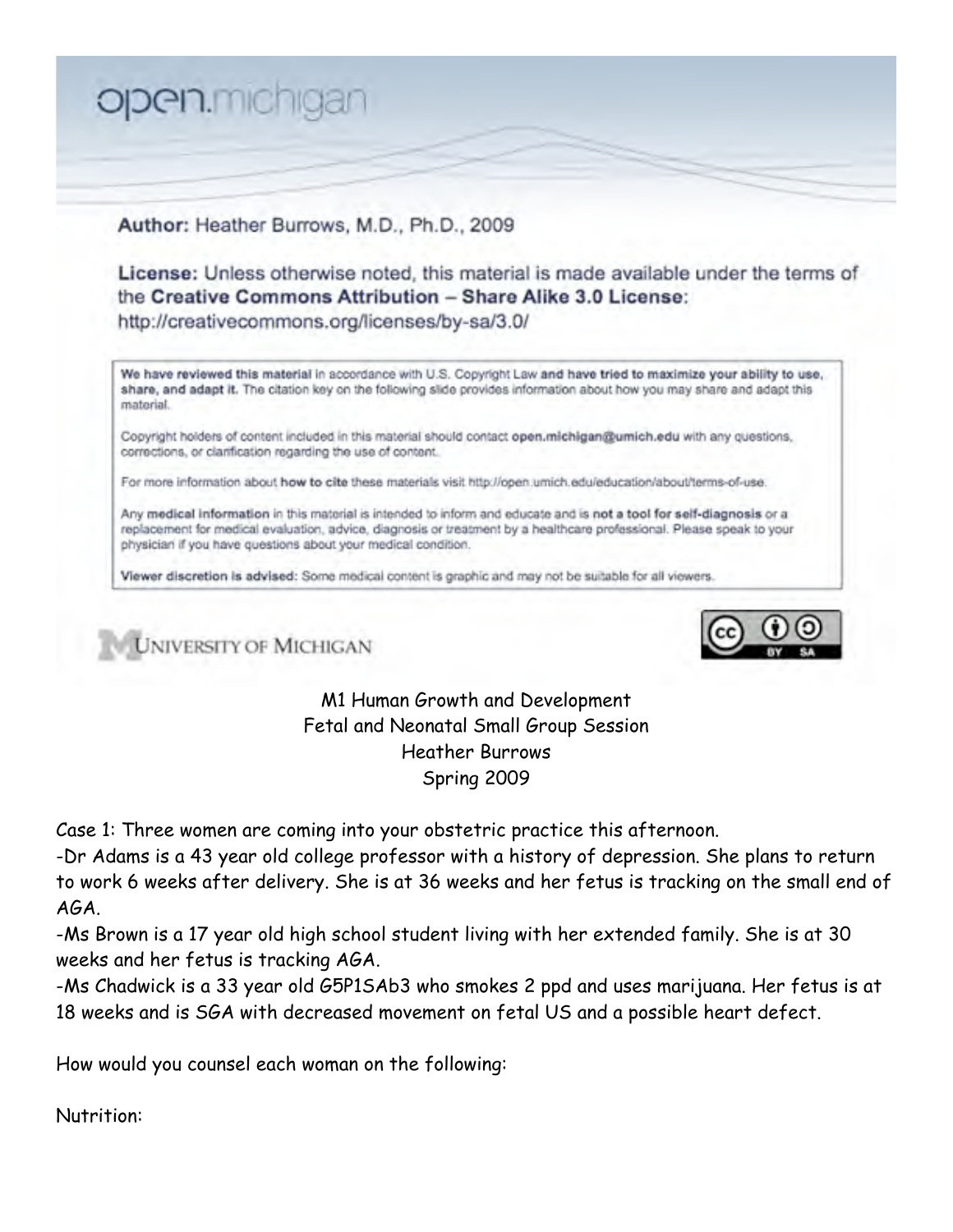open.michigan

**Author:** Heather Burrows, M.D., Ph.D., 2009

**License:** Unless otherwise noted, this material is made available under the terms of the **Creative Commons Attribution – Share Alike 3.0 License**:
http://creativecommons.org/licenses/by-sa/3.0/

**We have reviewed this material** in accordance with U.S. Copyright Law **and have tried to maximize your ability to use, share, and adapt it.** The citation key on the following slide provides information about how you may share and adapt this material.

Copyright holders of content included in this material should contact **open.michigan@umich.edu** with any questions, corrections, or clarification regarding the use of content.

For more information about **how to cite** these materials visit http://open.umich.edu/education/about/terms-of-use.

Any **medical information** in this material is intended to inform and educate and is **not a tool for self-diagnosis** or a replacement for medical evaluation, advice, diagnosis or treatment by a healthcare professional. Please speak to your physician if you have questions about your medical condition.

**Viewer discretion is advised:** Some medical content is graphic and may not be suitable for all viewers.

UNIVERSITY OF MICHIGAN

M1 Human Growth and Development
Fetal and Neonatal Small Group Session
Heather Burrows
Spring 2009

Case 1: Three women are coming into your obstetric practice this afternoon.

-Dr Adams is a 43 year old college professor with a history of depression. She plans to return to work 6 weeks after delivery. She is at 36 weeks and her fetus is tracking on the small end of AGA.

-Ms Brown is a 17 year old high school student living with her extended family. She is at 30 weeks and her fetus is tracking AGA.

-Ms Chadwick is a 33 year old G5P1SAb3 who smokes 2 ppd and uses marijuana. Her fetus is at 18 weeks and is SGA with decreased movement on fetal US and a possible heart defect.

How would you counsel each woman on the following:

Nutrition: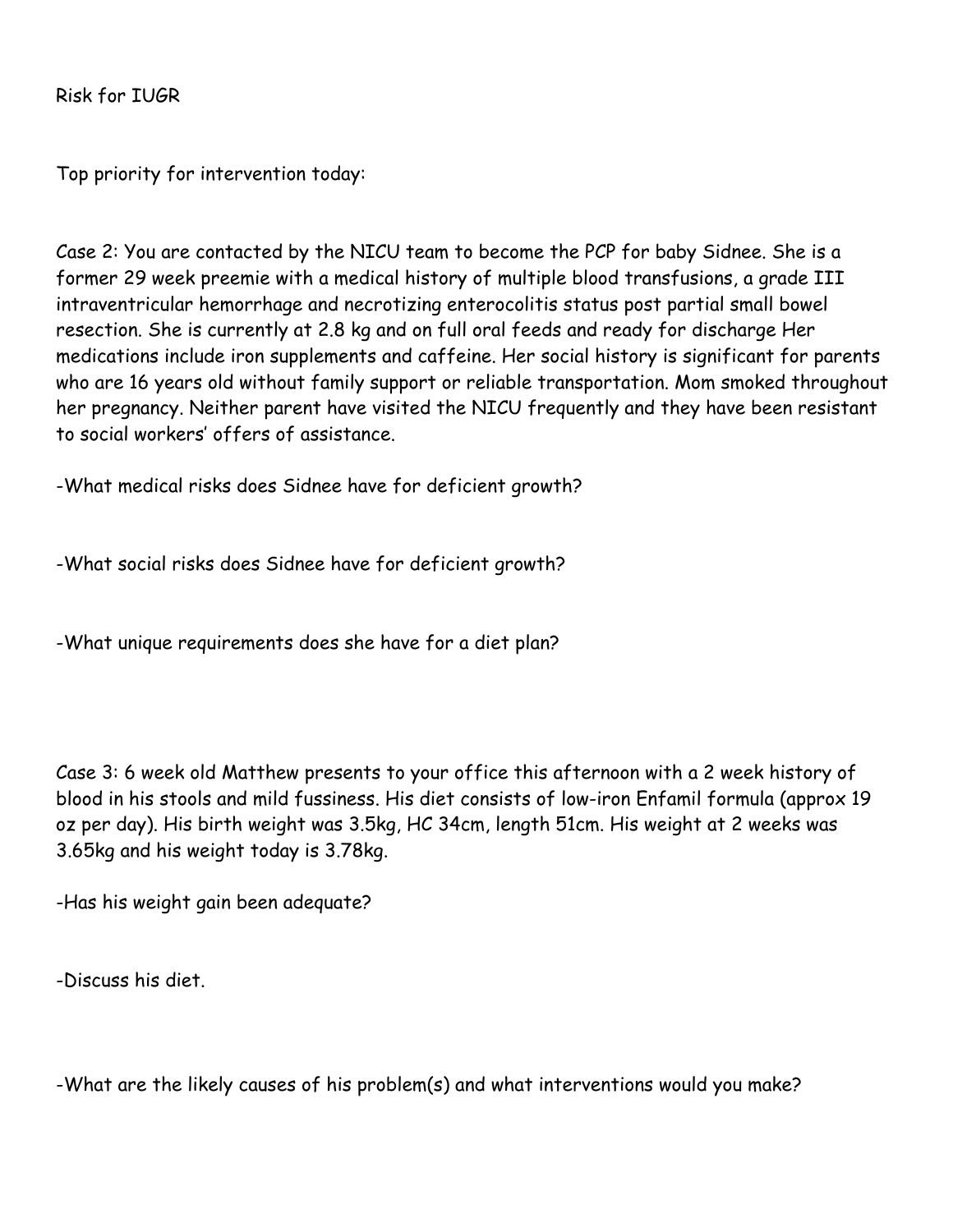Risk for IUGR

Top priority for intervention today:

Case 2: You are contacted by the NICU team to become the PCP for baby Sidnee. She is a former 29 week preemie with a medical history of multiple blood transfusions, a grade III intraventricular hemorrhage and necrotizing enterocolitis status post partial small bowel resection. She is currently at 2.8 kg and on full oral feeds and ready for discharge Her medications include iron supplements and caffeine. Her social history is significant for parents who are 16 years old without family support or reliable transportation. Mom smoked throughout her pregnancy. Neither parent have visited the NICU frequently and they have been resistant to social workers' offers of assistance.

-What medical risks does Sidnee have for deficient growth?

-What social risks does Sidnee have for deficient growth?

-What unique requirements does she have for a diet plan?

Case 3: 6 week old Matthew presents to your office this afternoon with a 2 week history of blood in his stools and mild fussiness. His diet consists of low-iron Enfamil formula (approx 19 oz per day). His birth weight was 3.5kg, HC 34cm, length 51cm. His weight at 2 weeks was 3.65kg and his weight today is 3.78kg.

-Has his weight gain been adequate?

-Discuss his diet.

-What are the likely causes of his problem(s) and what interventions would you make?